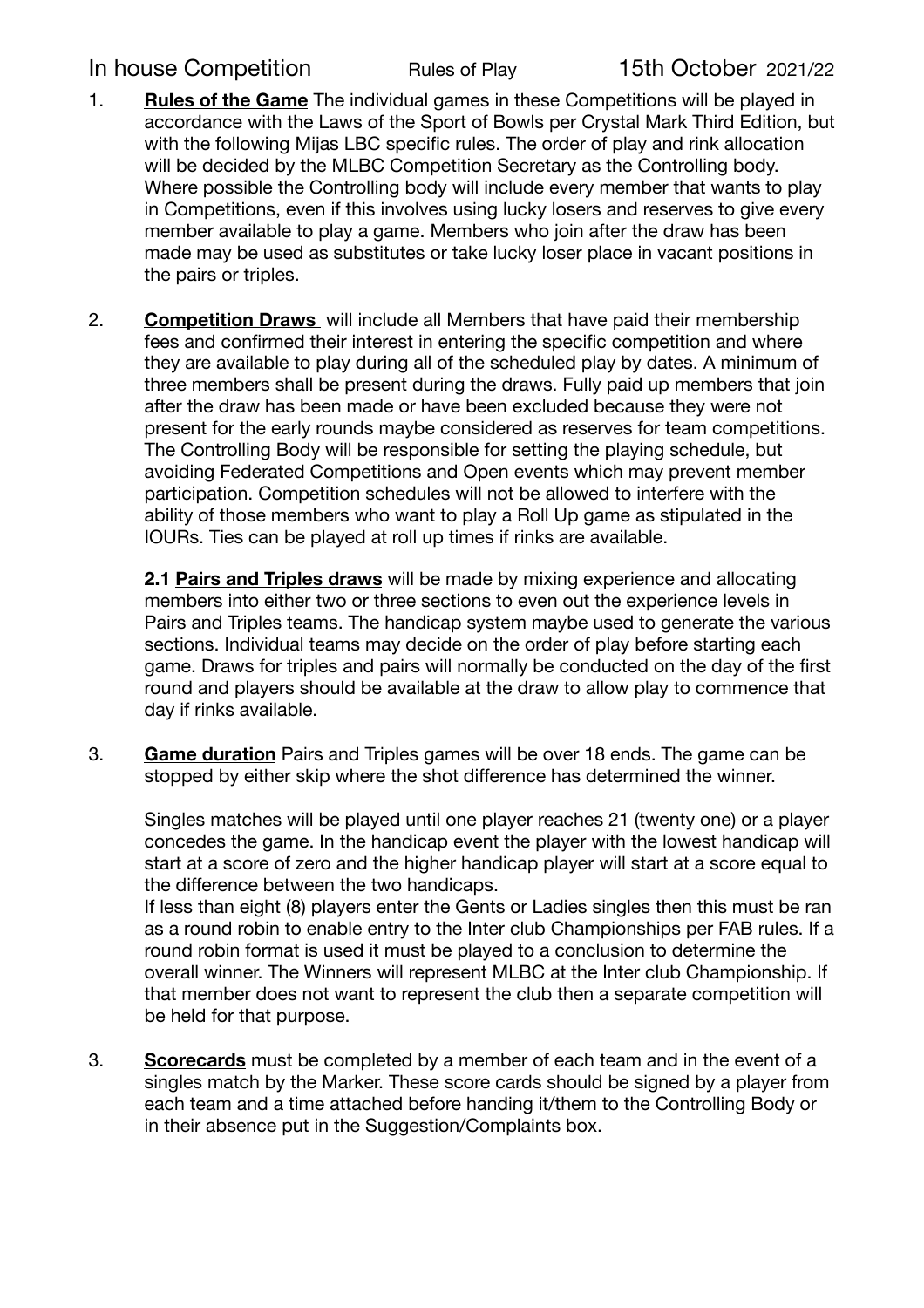In house Competition Rules of Play 15th October 2021/22

1. **<u>Rules of the Game</u>** The individual games in these Competitions will be played in accordance with the Laws of the Sport of Bowls per Crystal Mark Third Edition, but with the following Mijas LBC specific rules. The order of play and rink allocation will be decided by the MLBC Competition Secretary as the Controlling body. Where possible the Controlling body will include every member that wants to play in Competitions, even if this involves using lucky losers and reserves to give every member available to play a game. Members who join after the draw has been made may be used as substitutes or take lucky loser place in vacant positions in the pairs or triples.

2. **<u>Competition Draws</u>** will include all Members that have paid their membership fees and confirmed their interest in entering the specific competition and where they are available to play during all of the scheduled play by dates. A minimum of three members shall be present during the draws. Fully paid up members that join after the draw has been made or have been excluded because they were not present for the early rounds maybe considered as reserves for team competitions. The Controlling Body will be responsible for setting the playing schedule, but avoiding Federated Competitions and Open events which may prevent member participation. Competition schedules will not be allowed to interfere with the ability of those members who want to play a Roll Up game as stipulated in the IOURs. Ties can be played at roll up times if rinks are available.

   **2.1 <u>Pairs and Triples draws</u>** will be made by mixing experience and allocating members into either two or three sections to even out the experience levels in Pairs and Triples teams. The handicap system maybe used to generate the various sections. Individual teams may decide on the order of play before starting each game. Draws for triples and pairs will normally be conducted on the day of the first round and players should be available at the draw to allow play to commence that day if rinks available.

3. **<u>Game duration</u>** Pairs and Triples games will be over 18 ends. The game can be stopped by either skip where the shot difference has determined the winner.

   Singles matches will be played until one player reaches 21 (twenty one) or a player concedes the game. In the handicap event the player with the lowest handicap will start at a score of zero and the higher handicap player will start at a score equal to the difference between the two handicaps.
   If less than eight (8) players enter the Gents or Ladies singles then this must be ran as a round robin to enable entry to the Inter club Championships per FAB rules. If a round robin format is used it must be played to a conclusion to determine the overall winner. The Winners will represent MLBC at the Inter club Championship. If that member does not want to represent the club then a separate competition will be held for that purpose.

3. **<u>Scorecards</u>** must be completed by a member of each team and in the event of a singles match by the Marker. These score cards should be signed by a player from each team and a time attached before handing it/them to the Controlling Body or in their absence put in the Suggestion/Complaints box.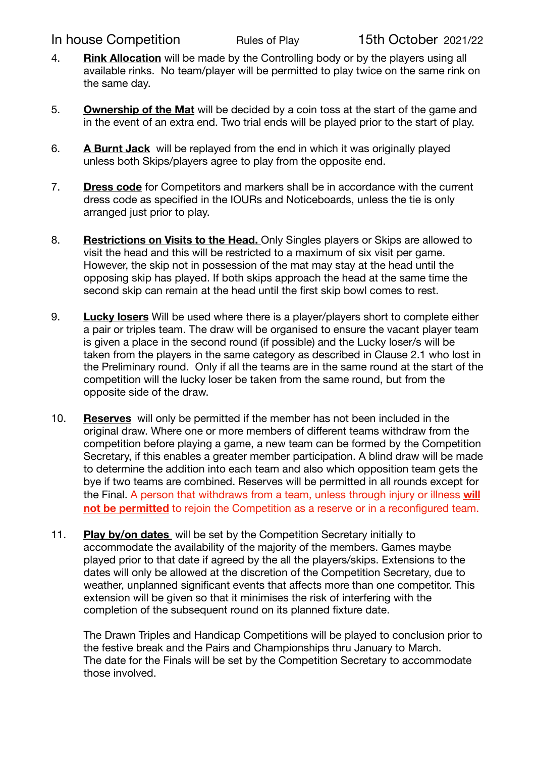4. **Rink Allocation** will be made by the Controlling body or by the players using all available rinks. No team/player will be permitted to play twice on the same rink on the same day.

5. **Ownership of the Mat** will be decided by a coin toss at the start of the game and in the event of an extra end. Two trial ends will be played prior to the start of play.

6. **A Burnt Jack** will be replayed from the end in which it was originally played unless both Skips/players agree to play from the opposite end.

7. **Dress code** for Competitors and markers shall be in accordance with the current dress code as specified in the IOURs and Noticeboards, unless the tie is only arranged just prior to play.

8. **Restrictions on Visits to the Head.** Only Singles players or Skips are allowed to visit the head and this will be restricted to a maximum of six visit per game. However, the skip not in possession of the mat may stay at the head until the opposing skip has played. If both skips approach the head at the same time the second skip can remain at the head until the first skip bowl comes to rest.

9. **Lucky losers** Will be used where there is a player/players short to complete either a pair or triples team. The draw will be organised to ensure the vacant player team is given a place in the second round (if possible) and the Lucky loser/s will be taken from the players in the same category as described in Clause 2.1 who lost in the Preliminary round. Only if all the teams are in the same round at the start of the competition will the lucky loser be taken from the same round, but from the opposite side of the draw.

10. **Reserves** will only be permitted if the member has not been included in the original draw. Where one or more members of different teams withdraw from the competition before playing a game, a new team can be formed by the Competition Secretary, if this enables a greater member participation. A blind draw will be made to determine the addition into each team and also which opposition team gets the bye if two teams are combined. Reserves will be permitted in all rounds except for the Final. A person that withdraws from a team, unless through injury or illness **will not be permitted** to rejoin the Competition as a reserve or in a reconfigured team.

11. **Play by/on dates** will be set by the Competition Secretary initially to accommodate the availability of the majority of the members. Games maybe played prior to that date if agreed by the all the players/skips. Extensions to the dates will only be allowed at the discretion of the Competition Secretary, due to weather, unplanned significant events that affects more than one competitor. This extension will be given so that it minimises the risk of interfering with the completion of the subsequent round on its planned fixture date.

    The Drawn Triples and Handicap Competitions will be played to conclusion prior to the festive break and the Pairs and Championships thru January to March.
    The date for the Finals will be set by the Competition Secretary to accommodate those involved.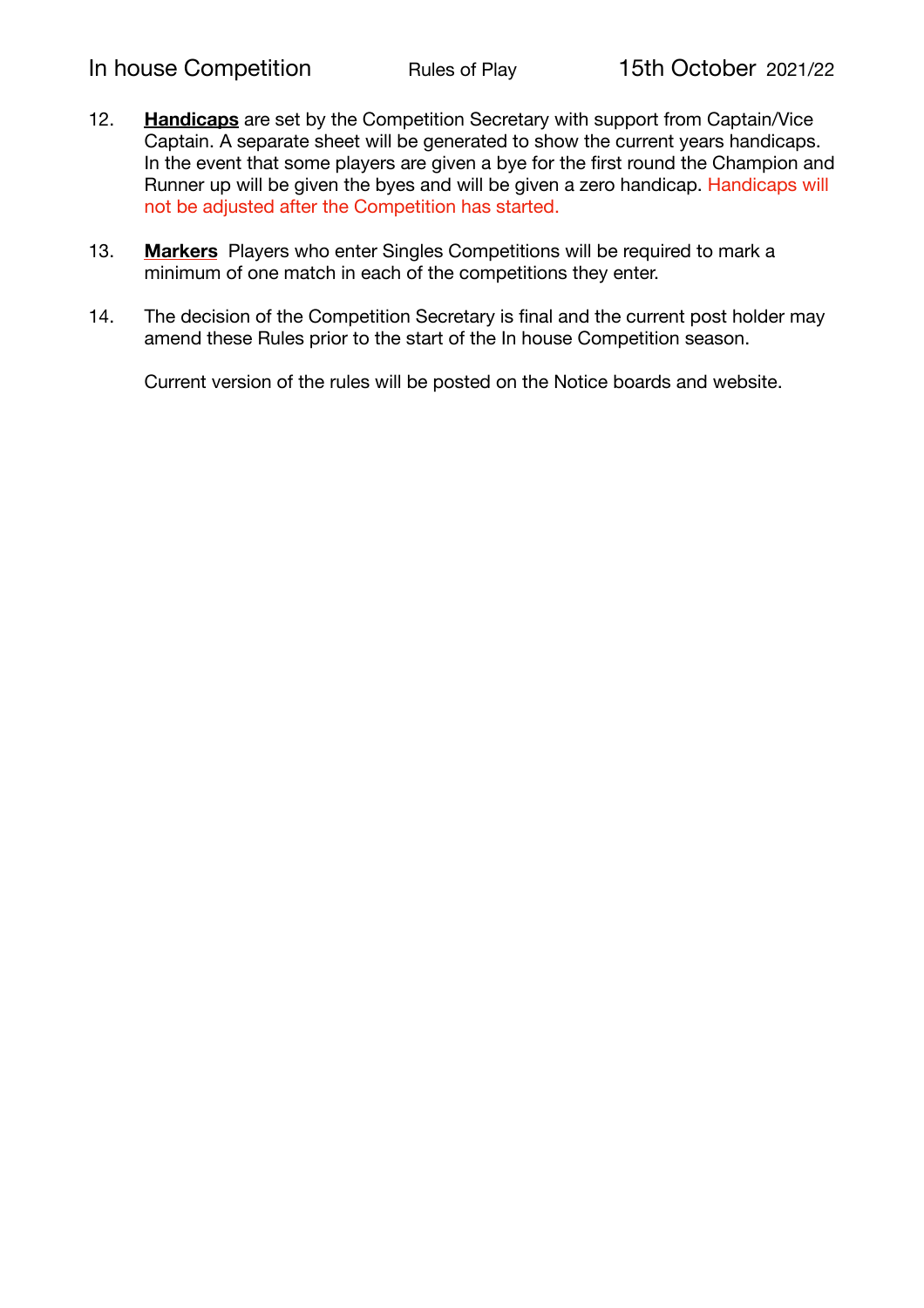12. **Handicaps** are set by the Competition Secretary with support from Captain/Vice Captain. A separate sheet will be generated to show the current years handicaps. In the event that some players are given a bye for the first round the Champion and Runner up will be given the byes and will be given a zero handicap. Handicaps will not be adjusted after the Competition has started.

13. **Markers** Players who enter Singles Competitions will be required to mark a minimum of one match in each of the competitions they enter.

14. The decision of the Competition Secretary is final and the current post holder may amend these Rules prior to the start of the In house Competition season.

    Current version of the rules will be posted on the Notice boards and website.